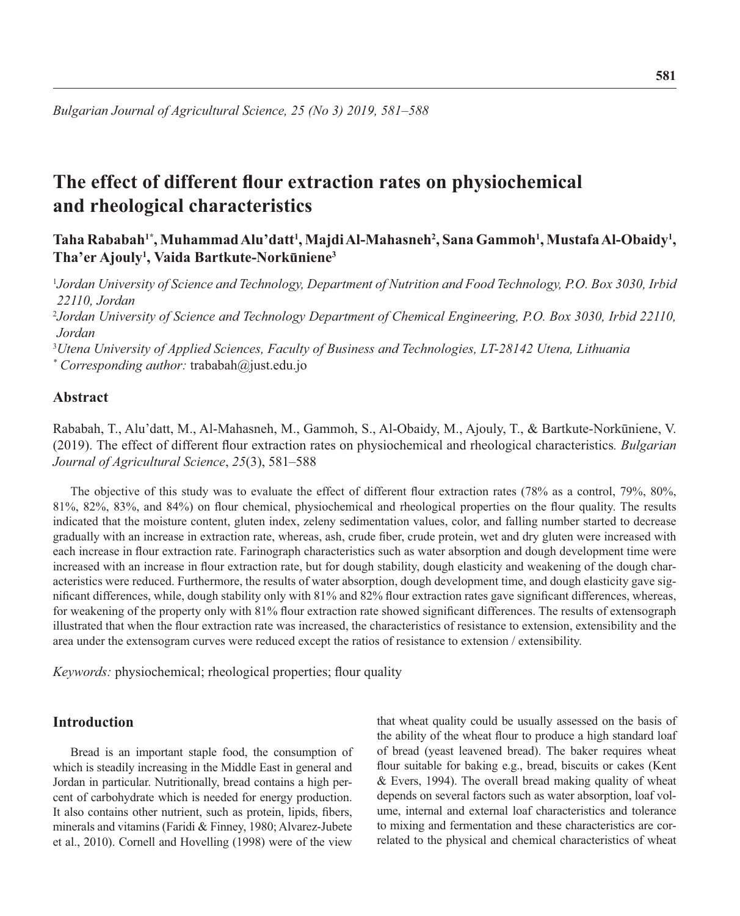# The effect of different flour extraction rates on physiochemical and rheological characteristics

**Taha Rababah[1*], Muhammad Alu'datt[1], Majdi Al-Mahasneh[2], Sana Gammoh[1], Mustafa Al-Obaidy[1], Tha'er Ajouly[1], Vaida Bartkute-Norkūniene[3]**

[1] *Jordan University of Science and Technology, Department of Nutrition and Food Technology, P.O. Box 3030, Irbid 22110, Jordan*

[2] *Jordan University of Science and Technology Department of Chemical Engineering, P.O. Box 3030, Irbid 22110, Jordan*

[3] *Utena University of Applied Sciences, Faculty of Business and Technologies, LT-28142 Utena, Lithuania*

[*] *Corresponding author:* trababah@just.edu.jo

## Abstract

Rababah, T., Alu'datt, M., Al-Mahasneh, M., Gammoh, S., Al-Obaidy, M., Ajouly, T., & Bartkute-Norkūniene, V. (2019). The effect of different flour extraction rates on physiochemical and rheological characteristics. *Bulgarian Journal of Agricultural Science*, *25*(3), 581–588

The objective of this study was to evaluate the effect of different flour extraction rates (78% as a control, 79%, 80%, 81%, 82%, 83%, and 84%) on flour chemical, physiochemical and rheological properties on the flour quality. The results indicated that the moisture content, gluten index, zeleny sedimentation values, color, and falling number started to decrease gradually with an increase in extraction rate, whereas, ash, crude fiber, crude protein, wet and dry gluten were increased with each increase in flour extraction rate. Farinograph characteristics such as water absorption and dough development time were increased with an increase in flour extraction rate, but for dough stability, dough elasticity and weakening of the dough characteristics were reduced. Furthermore, the results of water absorption, dough development time, and dough elasticity gave significant differences, while, dough stability only with 81% and 82% flour extraction rates gave significant differences, whereas, for weakening of the property only with 81% flour extraction rate showed significant differences. The results of extensograph illustrated that when the flour extraction rate was increased, the characteristics of resistance to extension, extensibility and the area under the extensogram curves were reduced except the ratios of resistance to extension / extensibility.

*Keywords:* physiochemical; rheological properties; flour quality

## Introduction

Bread is an important staple food, the consumption of which is steadily increasing in the Middle East in general and Jordan in particular. Nutritionally, bread contains a high percent of carbohydrate which is needed for energy production. It also contains other nutrient, such as protein, lipids, fibers, minerals and vitamins (Faridi & Finney, 1980; Alvarez-Jubete et al., 2010). Cornell and Hovelling (1998) were of the view that wheat quality could be usually assessed on the basis of the ability of the wheat flour to produce a high standard loaf of bread (yeast leavened bread). The baker requires wheat flour suitable for baking e.g., bread, biscuits or cakes (Kent & Evers, 1994). The overall bread making quality of wheat depends on several factors such as water absorption, loaf volume, internal and external loaf characteristics and tolerance to mixing and fermentation and these characteristics are correlated to the physical and chemical characteristics of wheat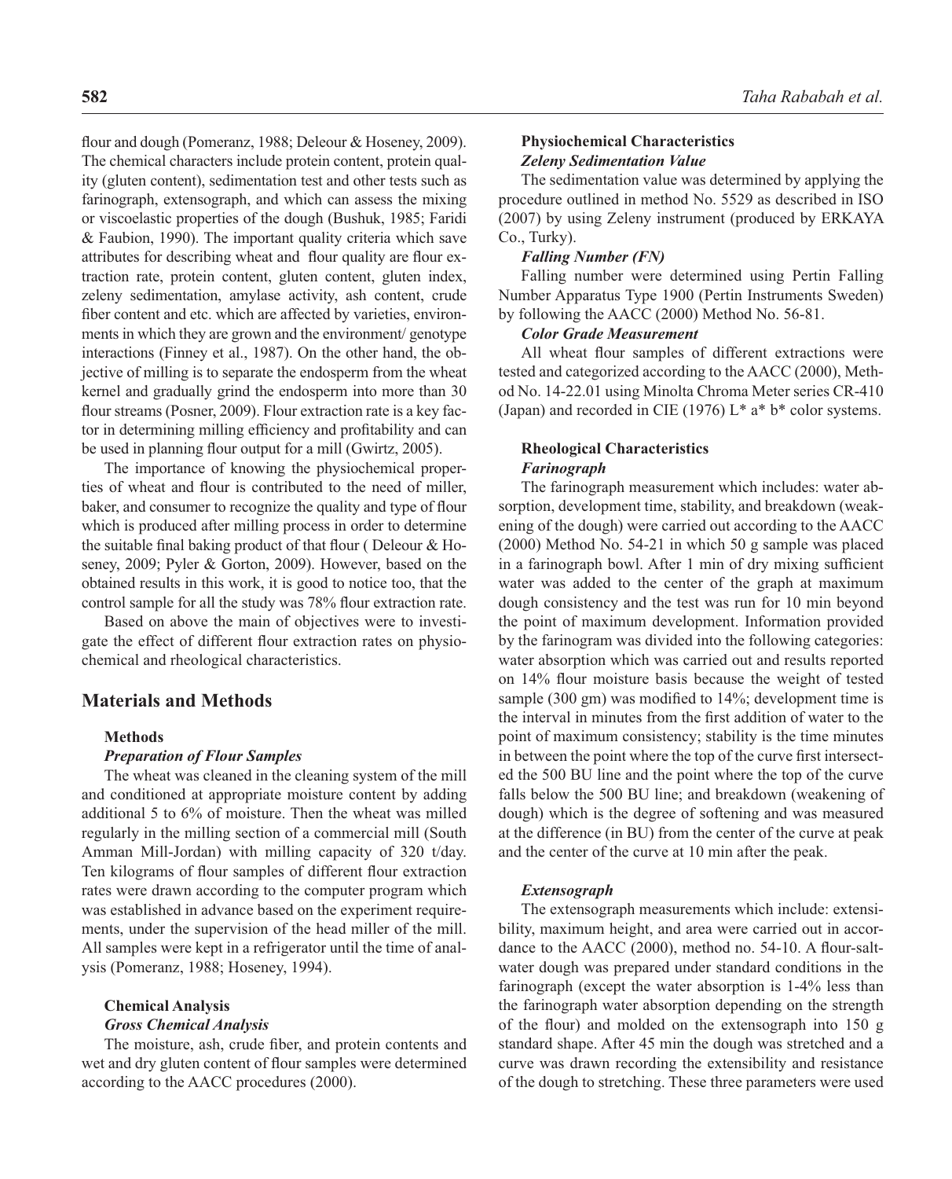flour and dough (Pomeranz, 1988; Deleour & Hoseney, 2009). The chemical characters include protein content, protein quality (gluten content), sedimentation test and other tests such as farinograph, extensograph, and which can assess the mixing or viscoelastic properties of the dough (Bushuk, 1985; Faridi & Faubion, 1990). The important quality criteria which save attributes for describing wheat and flour quality are flour extraction rate, protein content, gluten content, gluten index, zeleny sedimentation, amylase activity, ash content, crude fiber content and etc. which are affected by varieties, environments in which they are grown and the environment/ genotype interactions (Finney et al., 1987). On the other hand, the objective of milling is to separate the endosperm from the wheat kernel and gradually grind the endosperm into more than 30 flour streams (Posner, 2009). Flour extraction rate is a key factor in determining milling efficiency and profitability and can be used in planning flour output for a mill (Gwirtz, 2005).

The importance of knowing the physiochemical properties of wheat and flour is contributed to the need of miller, baker, and consumer to recognize the quality and type of flour which is produced after milling process in order to determine the suitable final baking product of that flour ( Deleour & Hoseney, 2009; Pyler & Gorton, 2009). However, based on the obtained results in this work, it is good to notice too, that the control sample for all the study was 78% flour extraction rate.

Based on above the main of objectives were to investigate the effect of different flour extraction rates on physiochemical and rheological characteristics.

## Materials and Methods

### Methods

#### *Preparation of Flour Samples*

The wheat was cleaned in the cleaning system of the mill and conditioned at appropriate moisture content by adding additional 5 to 6% of moisture. Then the wheat was milled regularly in the milling section of a commercial mill (South Amman Mill-Jordan) with milling capacity of 320 t/day. Ten kilograms of flour samples of different flour extraction rates were drawn according to the computer program which was established in advance based on the experiment requirements, under the supervision of the head miller of the mill. All samples were kept in a refrigerator until the time of analysis (Pomeranz, 1988; Hoseney, 1994).

### Chemical Analysis

#### *Gross Chemical Analysis*

The moisture, ash, crude fiber, and protein contents and wet and dry gluten content of flour samples were determined according to the AACC procedures (2000).

### Physiochemical Characteristics

#### *Zeleny Sedimentation Value*

The sedimentation value was determined by applying the procedure outlined in method No. 5529 as described in ISO (2007) by using Zeleny instrument (produced by ERKAYA Co., Turky).

#### *Falling Number (FN)*

Falling number were determined using Pertin Falling Number Apparatus Type 1900 (Pertin Instruments Sweden) by following the AACC (2000) Method No. 56-81.

#### *Color Grade Measurement*

All wheat flour samples of different extractions were tested and categorized according to the AACC (2000), Method No. 14-22.01 using Minolta Chroma Meter series CR-410 (Japan) and recorded in CIE (1976) L* a* b* color systems.

### Rheological Characteristics

#### *Farinograph*

The farinograph measurement which includes: water absorption, development time, stability, and breakdown (weakening of the dough) were carried out according to the AACC (2000) Method No. 54-21 in which 50 g sample was placed in a farinograph bowl. After 1 min of dry mixing sufficient water was added to the center of the graph at maximum dough consistency and the test was run for 10 min beyond the point of maximum development. Information provided by the farinogram was divided into the following categories: water absorption which was carried out and results reported on 14% flour moisture basis because the weight of tested sample (300 gm) was modified to 14%; development time is the interval in minutes from the first addition of water to the point of maximum consistency; stability is the time minutes in between the point where the top of the curve first intersected the 500 BU line and the point where the top of the curve falls below the 500 BU line; and breakdown (weakening of dough) which is the degree of softening and was measured at the difference (in BU) from the center of the curve at peak and the center of the curve at 10 min after the peak.

#### *Extensograph*

The extensograph measurements which include: extensibility, maximum height, and area were carried out in accordance to the AACC (2000), method no. 54-10. A flour-salt-water dough was prepared under standard conditions in the farinograph (except the water absorption is 1-4% less than the farinograph water absorption depending on the strength of the flour) and molded on the extensograph into 150 g standard shape. After 45 min the dough was stretched and a curve was drawn recording the extensibility and resistance of the dough to stretching. These three parameters were used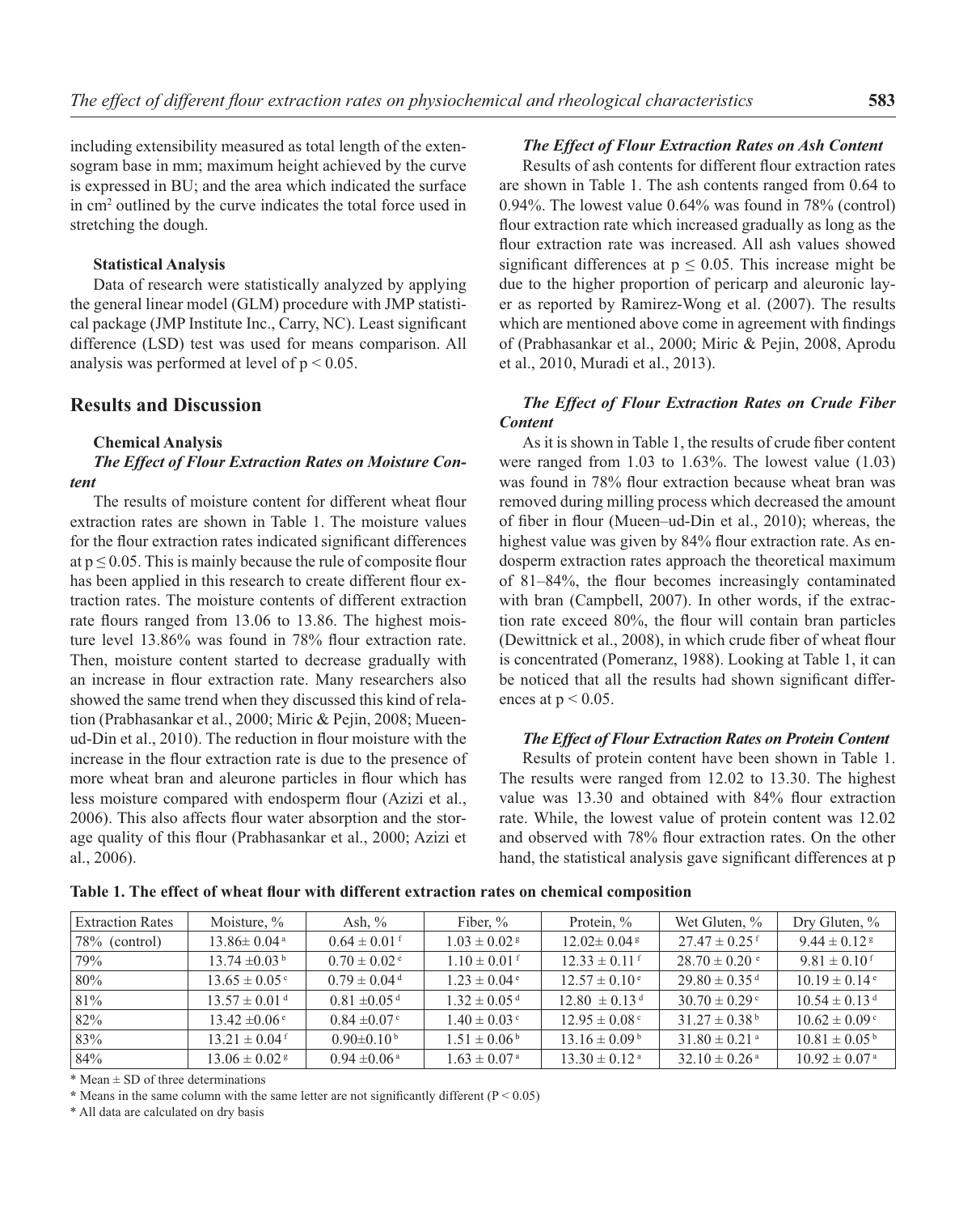including extensibility measured as total length of the extensogram base in mm; maximum height achieved by the curve is expressed in BU; and the area which indicated the surface in $cm^2$ outlined by the curve indicates the total force used in stretching the dough.

**Statistical Analysis**

Data of research were statistically analyzed by applying the general linear model (GLM) procedure with JMP statistical package (JMP Institute Inc., Carry, NC). Least significant difference (LSD) test was used for means comparison. All analysis was performed at level of $p < 0.05$.

## Results and Discussion

**Chemical Analysis**

***The Effect of Flour Extraction Rates on Moisture Content***

The results of moisture content for different wheat flour extraction rates are shown in Table 1. The moisture values for the flour extraction rates indicated significant differences at $p \leq 0.05$. This is mainly because the rule of composite flour has been applied in this research to create different flour extraction rates. The moisture contents of different extraction rate flours ranged from 13.06 to 13.86. The highest moisture level 13.86% was found in 78% flour extraction rate. Then, moisture content started to decrease gradually with an increase in flour extraction rate. Many researchers also showed the same trend when they discussed this kind of relation (Prabhasankar et al., 2000; Miric & Pejin, 2008; Mueen-ud-Din et al., 2010). The reduction in flour moisture with the increase in the flour extraction rate is due to the presence of more wheat bran and aleurone particles in flour which has less moisture compared with endosperm flour (Azizi et al., 2006). This also affects flour water absorption and the storage quality of this flour (Prabhasankar et al., 2000; Azizi et al., 2006).

***The Effect of Flour Extraction Rates on Ash Content***

Results of ash contents for different flour extraction rates are shown in Table 1. The ash contents ranged from 0.64 to 0.94%. The lowest value 0.64% was found in 78% (control) flour extraction rate which increased gradually as long as the flour extraction rate was increased. All ash values showed significant differences at $p \leq 0.05$. This increase might be due to the higher proportion of pericarp and aleuronic layer as reported by Ramirez-Wong et al. (2007). The results which are mentioned above come in agreement with findings of (Prabhasankar et al., 2000; Miric & Pejin, 2008, Aprodu et al., 2010, Muradi et al., 2013).

***The Effect of Flour Extraction Rates on Crude Fiber Content***

As it is shown in Table 1, the results of crude fiber content were ranged from 1.03 to 1.63%. The lowest value (1.03) was found in 78% flour extraction because wheat bran was removed during milling process which decreased the amount of fiber in flour (Mueen–ud-Din et al., 2010); whereas, the highest value was given by 84% flour extraction rate. As endosperm extraction rates approach the theoretical maximum of 81–84%, the flour becomes increasingly contaminated with bran (Campbell, 2007). In other words, if the extraction rate exceed 80%, the flour will contain bran particles (Dewittnick et al., 2008), in which crude fiber of wheat flour is concentrated (Pomeranz, 1988). Looking at Table 1, it can be noticed that all the results had shown significant differences at $p < 0.05$.

***The Effect of Flour Extraction Rates on Protein Content***

Results of protein content have been shown in Table 1. The results were ranged from 12.02 to 13.30. The highest value was 13.30 and obtained with 84% flour extraction rate. While, the lowest value of protein content was 12.02 and observed with 78% flour extraction rates. On the other hand, the statistical analysis gave significant differences at p

**Table 1. The effect of wheat flour with different extraction rates on chemical composition**

| Extraction Rates | Moisture, % | Ash, % | Fiber, % | Protein, % | Wet Gluten, % | Dry Gluten, % |
|---|---|---|---|---|---|---|
| 78% (control) | 13.86± 0.04 [a] | 0.64 ± 0.01 [f] | 1.03 ± 0.02 [g] | 12.02± 0.04 [g] | 27.47 ± 0.25 [f] | 9.44 ± 0.12 [g] |
| 79% | 13.74 ±0.03 [b] | 0.70 ± 0.02 [e] | 1.10 ± 0.01 [f] | 12.33 ± 0.11 [f] | 28.70 ± 0.20 [e] | 9.81 ± 0.10 [f] |
| 80% | 13.65 ± 0.05 [c] | 0.79 ± 0.04 [d] | 1.23 ± 0.04 [e] | 12.57 ± 0.10 [e] | 29.80 ± 0.35 [d] | 10.19 ± 0.14 [e] |
| 81% | 13.57 ± 0.01 [d] | 0.81 ±0.05 [d] | 1.32 ± 0.05 [d] | 12.80 ± 0.13 [d] | 30.70 ± 0.29 [c] | 10.54 ± 0.13 [d] |
| 82% | 13.42 ±0.06 [e] | 0.84 ±0.07 [c] | 1.40 ± 0.03 [c] | 12.95 ± 0.08 [c] | 31.27 ± 0.38 [b] | 10.62 ± 0.09 [c] |
| 83% | 13.21 ± 0.04 [f] | 0.90±0.10 [b] | 1.51 ± 0.06 [b] | 13.16 ± 0.09 [b] | 31.80 ± 0.21 [a] | 10.81 ± 0.05 [b] |
| 84% | 13.06 ± 0.02 [g] | 0.94 ±0.06 [a] | 1.63 ± 0.07 [a] | 13.30 ± 0.12 [a] | 32.10 ± 0.26 [a] | 10.92 ± 0.07 [a] |

\* Mean ± SD of three determinations

\* Means in the same column with the same letter are not significantly different ($P < 0.05$)

\* All data are calculated on dry basis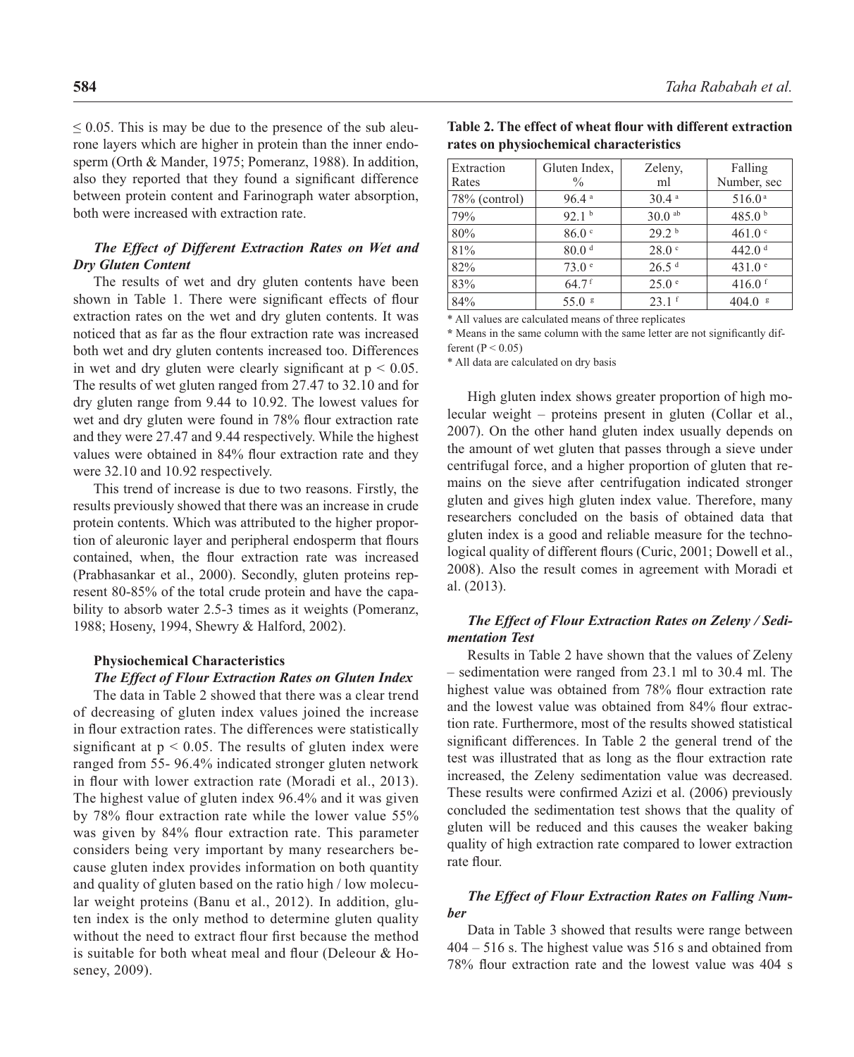≤ 0.05. This is may be due to the presence of the sub aleurone layers which are higher in protein than the inner endosperm (Orth & Mander, 1975; Pomeranz, 1988). In addition, also they reported that they found a significant difference between protein content and Farinograph water absorption, both were increased with extraction rate.

### *The Effect of Different Extraction Rates on Wet and Dry Gluten Content*

The results of wet and dry gluten contents have been shown in Table 1. There were significant effects of flour extraction rates on the wet and dry gluten contents. It was noticed that as far as the flour extraction rate was increased both wet and dry gluten contents increased too. Differences in wet and dry gluten were clearly significant at $p < 0.05$. The results of wet gluten ranged from 27.47 to 32.10 and for dry gluten range from 9.44 to 10.92. The lowest values for wet and dry gluten were found in 78% flour extraction rate and they were 27.47 and 9.44 respectively. While the highest values were obtained in 84% flour extraction rate and they were 32.10 and 10.92 respectively.

This trend of increase is due to two reasons. Firstly, the results previously showed that there was an increase in crude protein contents. Which was attributed to the higher proportion of aleuronic layer and peripheral endosperm that flours contained, when, the flour extraction rate was increased (Prabhasankar et al., 2000). Secondly, gluten proteins represent 80-85% of the total crude protein and have the capability to absorb water 2.5-3 times as it weights (Pomeranz, 1988; Hoseny, 1994, Shewry & Halford, 2002).

## Physiochemical Characteristics

### *The Effect of Flour Extraction Rates on Gluten Index*

The data in Table 2 showed that there was a clear trend of decreasing of gluten index values joined the increase in flour extraction rates. The differences were statistically significant at $p < 0.05$. The results of gluten index were ranged from 55- 96.4% indicated stronger gluten network in flour with lower extraction rate (Moradi et al., 2013). The highest value of gluten index 96.4% and it was given by 78% flour extraction rate while the lower value 55% was given by 84% flour extraction rate. This parameter considers being very important by many researchers because gluten index provides information on both quantity and quality of gluten based on the ratio high / low molecular weight proteins (Banu et al., 2012). In addition, gluten index is the only method to determine gluten quality without the need to extract flour first because the method is suitable for both wheat meal and flour (Deleour & Hoseney, 2009).

**Table 2. The effect of wheat flour with different extraction rates on physiochemical characteristics**

| Extraction Rates | Gluten Index, % | Zeleny, ml | Falling Number, sec |
|---|---|---|---|
| 78% (control) | 96.4 [a] | 30.4 [a] | 516.0 [a] |
| 79% | 92.1 [b] | 30.0 [ab] | 485.0 [b] |
| 80% | 86.0 [c] | 29.2 [b] | 461.0 [c] |
| 81% | 80.0 [d] | 28.0 [c] | 442.0 [d] |
| 82% | 73.0 [e] | 26.5 [d] | 431.0 [e] |
| 83% | 64.7 [f] | 25.0 [e] | 416.0 [f] |
| 84% | 55.0 [g] | 23.1 [f] | 404.0 [g] |

* All values are calculated means of three replicates

* Means in the same column with the same letter are not significantly different ($P < 0.05$)

* All data are calculated on dry basis

High gluten index shows greater proportion of high molecular weight – proteins present in gluten (Collar et al., 2007). On the other hand gluten index usually depends on the amount of wet gluten that passes through a sieve under centrifugal force, and a higher proportion of gluten that remains on the sieve after centrifugation indicated stronger gluten and gives high gluten index value. Therefore, many researchers concluded on the basis of obtained data that gluten index is a good and reliable measure for the technological quality of different flours (Curic, 2001; Dowell et al., 2008). Also the result comes in agreement with Moradi et al. (2013).

### *The Effect of Flour Extraction Rates on Zeleny / Sedimentation Test*

Results in Table 2 have shown that the values of Zeleny – sedimentation were ranged from 23.1 ml to 30.4 ml. The highest value was obtained from 78% flour extraction rate and the lowest value was obtained from 84% flour extraction rate. Furthermore, most of the results showed statistical significant differences. In Table 2 the general trend of the test was illustrated that as long as the flour extraction rate increased, the Zeleny sedimentation value was decreased. These results were confirmed Azizi et al. (2006) previously concluded the sedimentation test shows that the quality of gluten will be reduced and this causes the weaker baking quality of high extraction rate compared to lower extraction rate flour.

### *The Effect of Flour Extraction Rates on Falling Number*

Data in Table 3 showed that results were range between 404 – 516 s. The highest value was 516 s and obtained from 78% flour extraction rate and the lowest value was 404 s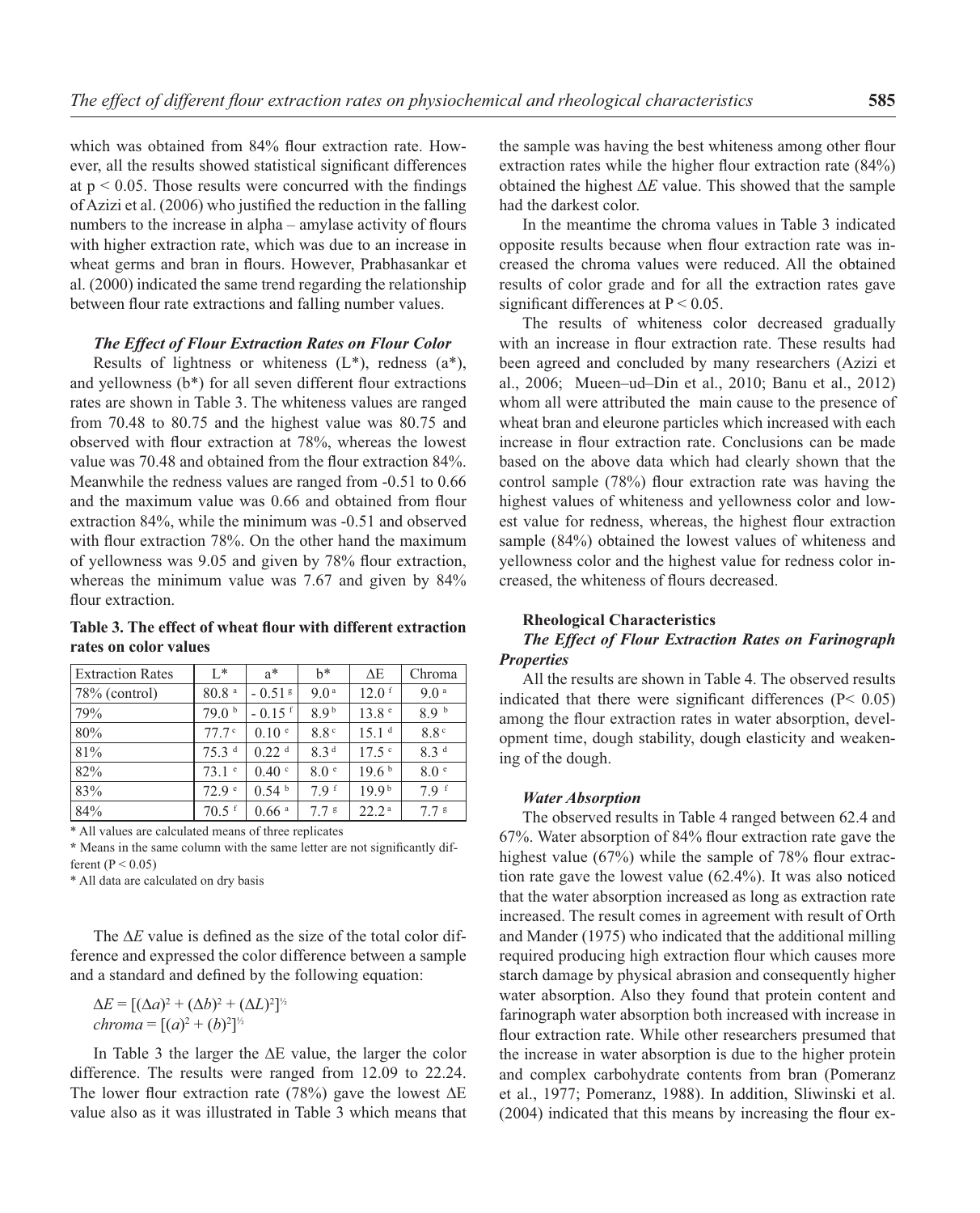which was obtained from 84% flour extraction rate. However, all the results showed statistical significant differences at $p < 0.05$. Those results were concurred with the findings of Azizi et al. (2006) who justified the reduction in the falling numbers to the increase in alpha – amylase activity of flours with higher extraction rate, which was due to an increase in wheat germs and bran in flours. However, Prabhasankar et al. (2000) indicated the same trend regarding the relationship between flour rate extractions and falling number values.

### *The Effect of Flour Extraction Rates on Flour Color*

Results of lightness or whiteness (L*), redness (a*), and yellowness (b*) for all seven different flour extractions rates are shown in Table 3. The whiteness values are ranged from 70.48 to 80.75 and the highest value was 80.75 and observed with flour extraction at 78%, whereas the lowest value was 70.48 and obtained from the flour extraction 84%. Meanwhile the redness values are ranged from -0.51 to 0.66 and the maximum value was 0.66 and obtained from flour extraction 84%, while the minimum was -0.51 and observed with flour extraction 78%. On the other hand the maximum of yellowness was 9.05 and given by 78% flour extraction, whereas the minimum value was 7.67 and given by 84% flour extraction.

**Table 3. The effect of wheat flour with different extraction rates on color values**

| Extraction Rates | L* | a* | b* | ΔE | Chroma |
|---|---|---|---|---|---|
| 78% (control) | 80.8 [a] | - 0.51 [g] | 9.0 [a] | 12.0 [f] | 9.0 [a] |
| 79% | 79.0 [b] | - 0.15 [f] | 8.9 [b] | 13.8 [e] | 8.9 [b] |
| 80% | 77.7 [c] | 0.10 [e] | 8.8 [c] | 15.1 [d] | 8.8 [c] |
| 81% | 75.3 [d] | 0.22 [d] | 8.3 [d] | 17.5 [c] | 8.3 [d] |
| 82% | 73.1 [e] | 0.40 [c] | 8.0 [e] | 19.6 [b] | 8.0 [e] |
| 83% | 72.9 [e] | 0.54 [b] | 7.9 [f] | 19.9 [b] | 7.9 [f] |
| 84% | 70.5 [f] | 0.66 [a] | 7.7 [g] | 22.2 [a] | 7.7 [g] |

\* All values are calculated means of three replicates

\* Means in the same column with the same letter are not significantly different ($P < 0.05$)

\* All data are calculated on dry basis

The Δ*E* value is defined as the size of the total color difference and expressed the color difference between a sample and a standard and defined by the following equation:

$$\Delta E = [(\Delta a)^2 + (\Delta b)^2 + (\Delta L)^2]^{1/2}$$
$$chroma = [(a)^2 + (b)^2]^{1/2}$$

In Table 3 the larger the ΔE value, the larger the color difference. The results were ranged from 12.09 to 22.24. The lower flour extraction rate (78%) gave the lowest ΔE value also as it was illustrated in Table 3 which means that the sample was having the best whiteness among other flour extraction rates while the higher flour extraction rate (84%) obtained the highest Δ*E* value. This showed that the sample had the darkest color.

In the meantime the chroma values in Table 3 indicated opposite results because when flour extraction rate was increased the chroma values were reduced. All the obtained results of color grade and for all the extraction rates gave significant differences at $P < 0.05$.

The results of whiteness color decreased gradually with an increase in flour extraction rate. These results had been agreed and concluded by many researchers (Azizi et al., 2006; Mueen–ud–Din et al., 2010; Banu et al., 2012) whom all were attributed the main cause to the presence of wheat bran and eleurone particles which increased with each increase in flour extraction rate. Conclusions can be made based on the above data which had clearly shown that the control sample (78%) flour extraction rate was having the highest values of whiteness and yellowness color and lowest value for redness, whereas, the highest flour extraction sample (84%) obtained the lowest values of whiteness and yellowness color and the highest value for redness color increased, the whiteness of flours decreased.

## Rheological Characteristics

### *The Effect of Flour Extraction Rates on Farinograph Properties*

All the results are shown in Table 4. The observed results indicated that there were significant differences ($P < 0.05$) among the flour extraction rates in water absorption, development time, dough stability, dough elasticity and weakening of the dough.

### *Water Absorption*

The observed results in Table 4 ranged between 62.4 and 67%. Water absorption of 84% flour extraction rate gave the highest value (67%) while the sample of 78% flour extraction rate gave the lowest value (62.4%). It was also noticed that the water absorption increased as long as extraction rate increased. The result comes in agreement with result of Orth and Mander (1975) who indicated that the additional milling required producing high extraction flour which causes more starch damage by physical abrasion and consequently higher water absorption. Also they found that protein content and farinograph water absorption both increased with increase in flour extraction rate. While other researchers presumed that the increase in water absorption is due to the higher protein and complex carbohydrate contents from bran (Pomeranz et al., 1977; Pomeranz, 1988). In addition, Sliwinski et al. (2004) indicated that this means by increasing the flour ex-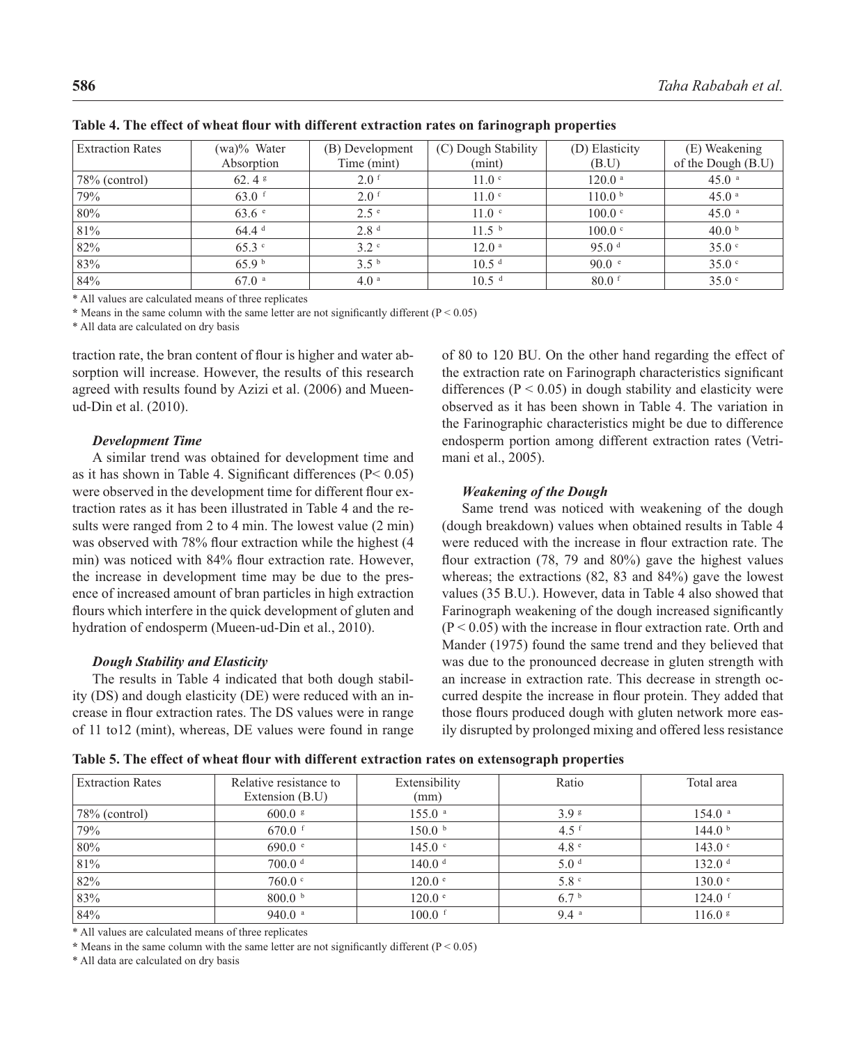**Table 4. The effect of wheat flour with different extraction rates on farinograph properties**

| Extraction Rates | (wa)% Water Absorption | (B) Development Time (mint) | (C) Dough Stability (mint) | (D) Elasticity (B.U) | (E) Weakening of the Dough (B.U) |
|---|---|---|---|---|---|
| 78% (control) | 62. 4 [g] | 2.0 [f] | 11.0 [c] | 120.0 [a] | 45.0 [a] |
| 79% | 63.0 [f] | 2.0 [f] | 11.0 [c] | 110.0 [b] | 45.0 [a] |
| 80% | 63.6 [e] | 2.5 [e] | 11.0 [c] | 100.0 [c] | 45.0 [a] |
| 81% | 64.4 [d] | 2.8 [d] | 11.5 [b] | 100.0 [c] | 40.0 [b] |
| 82% | 65.3 [c] | 3.2 [c] | 12.0 [a] | 95.0 [d] | 35.0 [c] |
| 83% | 65.9 [b] | 3.5 [b] | 10.5 [d] | 90.0 [e] | 35.0 [c] |
| 84% | 67.0 [a] | 4.0 [a] | 10.5 [d] | 80.0 [f] | 35.0 [c] |

* All values are calculated means of three replicates

* Means in the same column with the same letter are not significantly different ($P < 0.05$)

* All data are calculated on dry basis

traction rate, the bran content of flour is higher and water absorption will increase. However, the results of this research agreed with results found by Azizi et al. (2006) and Mueen-ud-Din et al. (2010).

### *Development Time*

A similar trend was obtained for development time and as it has shown in Table 4. Significant differences ($P< 0.05$) were observed in the development time for different flour extraction rates as it has been illustrated in Table 4 and the results were ranged from 2 to 4 min. The lowest value (2 min) was observed with 78% flour extraction while the highest (4 min) was noticed with 84% flour extraction rate. However, the increase in development time may be due to the presence of increased amount of bran particles in high extraction flours which interfere in the quick development of gluten and hydration of endosperm (Mueen-ud-Din et al., 2010).

### *Dough Stability and Elasticity*

The results in Table 4 indicated that both dough stability (DS) and dough elasticity (DE) were reduced with an increase in flour extraction rates. The DS values were in range of 11 to12 (mint), whereas, DE values were found in range of 80 to 120 BU. On the other hand regarding the effect of the extraction rate on Farinograph characteristics significant differences ($P < 0.05$) in dough stability and elasticity were observed as it has been shown in Table 4. The variation in the Farinographic characteristics might be due to difference endosperm portion among different extraction rates (Vetrimani et al., 2005).

### *Weakening of the Dough*

Same trend was noticed with weakening of the dough (dough breakdown) values when obtained results in Table 4 were reduced with the increase in flour extraction rate. The flour extraction (78, 79 and 80%) gave the highest values whereas; the extractions (82, 83 and 84%) gave the lowest values (35 B.U.). However, data in Table 4 also showed that Farinograph weakening of the dough increased significantly ($P < 0.05$) with the increase in flour extraction rate. Orth and Mander (1975) found the same trend and they believed that was due to the pronounced decrease in gluten strength with an increase in extraction rate. This decrease in strength occurred despite the increase in flour protein. They added that those flours produced dough with gluten network more easily disrupted by prolonged mixing and offered less resistance

**Table 5. The effect of wheat flour with different extraction rates on extensograph properties**

| Extraction Rates | Relative resistance to Extension (B.U) | Extensibility (mm) | Ratio | Total area |
|---|---|---|---|---|
| 78% (control) | 600.0 [g] | 155.0 [a] | 3.9 [g] | 154.0 [a] |
| 79% | 670.0 [f] | 150.0 [b] | 4.5 [f] | 144.0 [b] |
| 80% | 690.0 [e] | 145.0 [c] | 4.8 [e] | 143.0 [c] |
| 81% | 700.0 [d] | 140.0 [d] | 5.0 [d] | 132.0 [d] |
| 82% | 760.0 [c] | 120.0 [e] | 5.8 [c] | 130.0 [e] |
| 83% | 800.0 [b] | 120.0 [e] | 6.7 [b] | 124.0 [f] |
| 84% | 940.0 [a] | 100.0 [f] | 9.4 [a] | 116.0 [g] |

* All values are calculated means of three replicates

* Means in the same column with the same letter are not significantly different ($P < 0.05$)

* All data are calculated on dry basis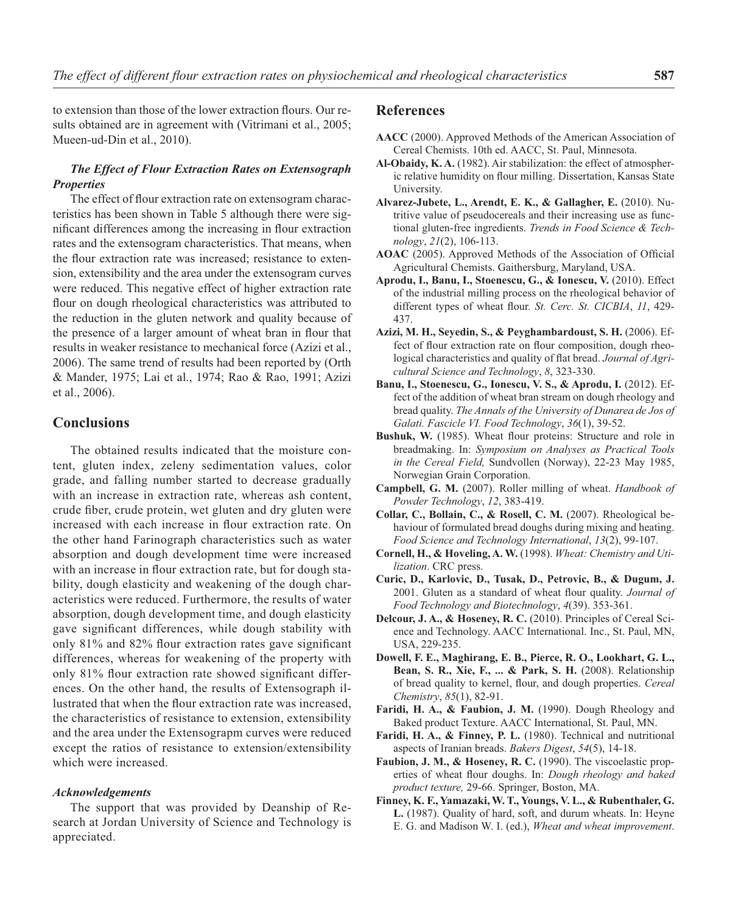to extension than those of the lower extraction flours. Our results obtained are in agreement with (Vitrimani et al., 2005; Mueen-ud-Din et al., 2010).

### *The Effect of Flour Extraction Rates on Extensograph Properties*

The effect of flour extraction rate on extensogram characteristics has been shown in Table 5 although there were significant differences among the increasing in flour extraction rates and the extensogram characteristics. That means, when the flour extraction rate was increased; resistance to extension, extensibility and the area under the extensogram curves were reduced. This negative effect of higher extraction rate flour on dough rheological characteristics was attributed to the reduction in the gluten network and quality because of the presence of a larger amount of wheat bran in flour that results in weaker resistance to mechanical force (Azizi et al., 2006). The same trend of results had been reported by (Orth & Mander, 1975; Lai et al., 1974; Rao & Rao, 1991; Azizi et al., 2006).

## Conclusions

The obtained results indicated that the moisture content, gluten index, zeleny sedimentation values, color grade, and falling number started to decrease gradually with an increase in extraction rate, whereas ash content, crude fiber, crude protein, wet gluten and dry gluten were increased with each increase in flour extraction rate. On the other hand Farinograph characteristics such as water absorption and dough development time were increased with an increase in flour extraction rate, but for dough stability, dough elasticity and weakening of the dough characteristics were reduced. Furthermore, the results of water absorption, dough development time, and dough elasticity gave significant differences, while dough stability with only 81% and 82% flour extraction rates gave significant differences, whereas for weakening of the property with only 81% flour extraction rate showed significant differences. On the other hand, the results of Extensograph illustrated that when the flour extraction rate was increased, the characteristics of resistance to extension, extensibility and the area under the Extensograpm curves were reduced except the ratios of resistance to extension/extensibility which were increased.

### *Acknowledgements*

The support that was provided by Deanship of Research at Jordan University of Science and Technology is appreciated.

## References

**AACC** (2000). Approved Methods of the American Association of Cereal Chemists. 10th ed. AACC, St. Paul, Minnesota.

**Al-Obaidy, K. A.** (1982). Air stabilization: the effect of atmospheric relative humidity on flour milling. Dissertation, Kansas State University.

**Alvarez-Jubete, L., Arendt, E. K., & Gallagher, E.** (2010). Nutritive value of pseudocereals and their increasing use as functional gluten-free ingredients. *Trends in Food Science & Technology*, *21*(2), 106-113.

**AOAC** (2005). Approved Methods of the Association of Official Agricultural Chemists. Gaithersburg, Maryland, USA.

**Aprodu, I., Banu, I., Stoenescu, G., & Ionescu, V.** (2010). Effect of the industrial milling process on the rheological behavior of different types of wheat flour. *St. Cerc. St. CICBIA*, *11*, 429-437.

**Azizi, M. H., Seyedin, S., & Peyghambardoust, S. H.** (2006). Effect of flour extraction rate on flour composition, dough rheological characteristics and quality of flat bread. *Journal of Agricultural Science and Technology*, *8*, 323-330.

**Banu, I., Stoenescu, G., Ionescu, V. S., & Aprodu, I.** (2012). Effect of the addition of wheat bran stream on dough rheology and bread quality. *The Annals of the University of Dunarea de Jos of Galati. Fascicle VI. Food Technology*, *36*(1), 39-52.

**Bushuk, W.** (1985). Wheat flour proteins: Structure and role in breadmaking. In: *Symposium on Analyses as Practical Tools in the Cereal Field,* Sundvollen (Norway), 22-23 May 1985, Norwegian Grain Corporation.

**Campbell, G. M.** (2007). Roller milling of wheat. *Handbook of Powder Technology*, *12*, 383-419.

**Collar, C., Bollain, C., & Rosell, C. M.** (2007). Rheological behaviour of formulated bread doughs during mixing and heating. *Food Science and Technology International*, *13*(2), 99-107.

**Cornell, H., & Hoveling, A. W.** (1998). *Wheat: Chemistry and Utilization*. CRC press.

**Curic, D., Karlovic, D., Tusak, D., Petrovic, B., & Dugum, J.** 2001. Gluten as a standard of wheat flour quality. *Journal of Food Technology and Biotechnology*, *4*(39). 353-361.

**Delcour, J. A., & Hoseney, R. C.** (2010). Principles of Cereal Science and Technology. AACC International. Inc., St. Paul, MN, USA, 229-235.

**Dowell, F. E., Maghirang, E. B., Pierce, R. O., Lookhart, G. L., Bean, S. R., Xie, F., ... & Park, S. H.** (2008). Relationship of bread quality to kernel, flour, and dough properties. *Cereal Chemistry*, *85*(1), 82-91.

**Faridi, H. A., & Faubion, J. M.** (1990). Dough Rheology and Baked product Texture. AACC International, St. Paul, MN.

**Faridi, H. A., & Finney, P. L.** (1980). Technical and nutritional aspects of Iranian breads. *Bakers Digest*, *54*(5), 14-18.

**Faubion, J. M., & Hoseney, R. C.** (1990). The viscoelastic properties of wheat flour doughs. In: *Dough rheology and baked product texture,* 29-66. Springer, Boston, MA.

**Finney, K. F., Yamazaki, W. T., Youngs, V. L., & Rubenthaler, G. L.** (1987). Quality of hard, soft, and durum wheats. In: Heyne E. G. and Madison W. I. (ed.), *Wheat and wheat improvement*.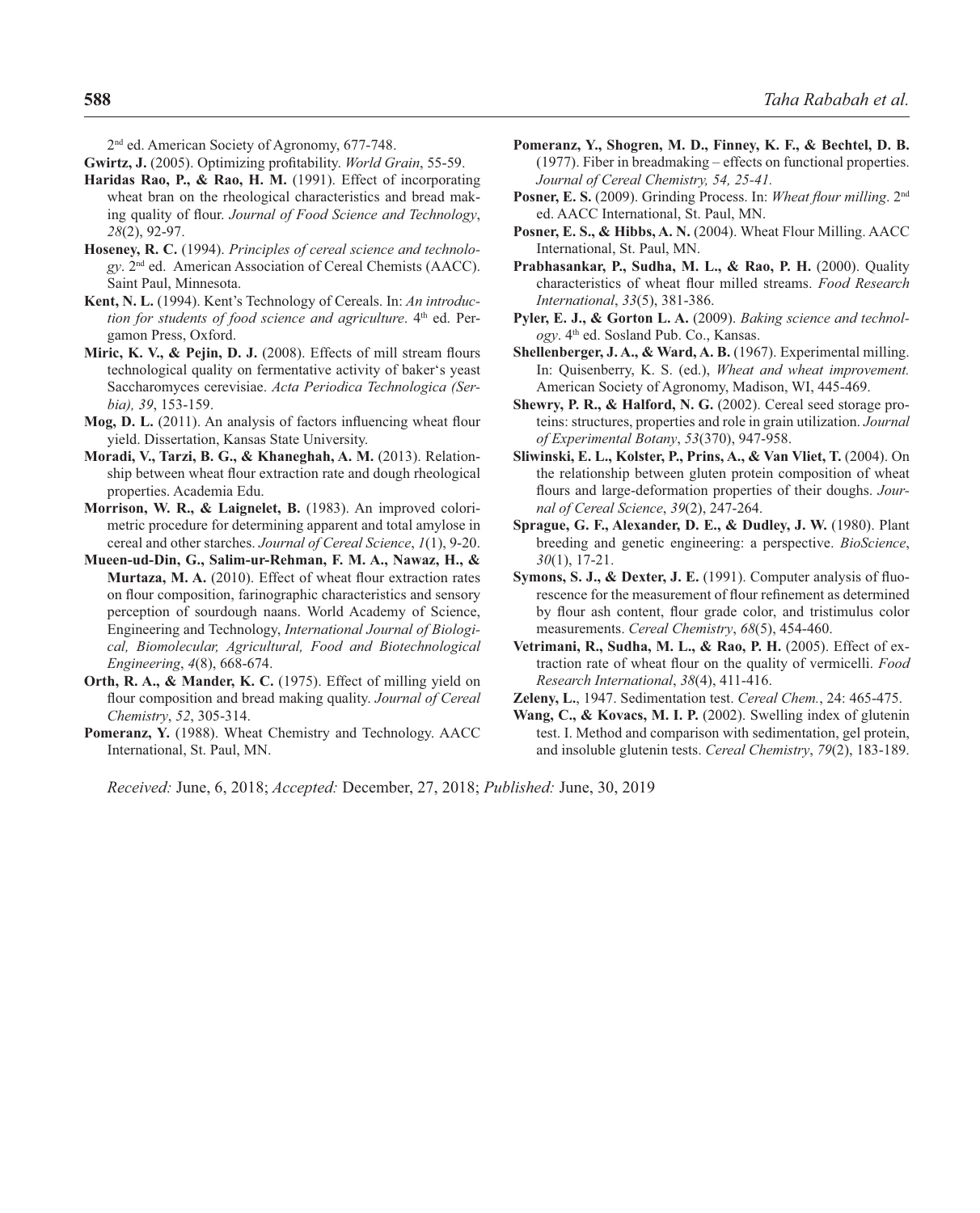2nd ed. American Society of Agronomy, 677-748.

**Gwirtz, J.** (2005). Optimizing profitability. *World Grain*, 55-59.

**Haridas Rao, P., & Rao, H. M.** (1991). Effect of incorporating wheat bran on the rheological characteristics and bread making quality of flour. *Journal of Food Science and Technology*, *28*(2), 92-97.

**Hoseney, R. C.** (1994). *Principles of cereal science and technology*. 2nd ed. American Association of Cereal Chemists (AACC). Saint Paul, Minnesota.

**Kent, N. L.** (1994). Kent's Technology of Cereals. In: *An introduction for students of food science and agriculture*. 4th ed. Pergamon Press, Oxford.

**Miric, K. V., & Pejin, D. J.** (2008). Effects of mill stream flours technological quality on fermentative activity of baker's yeast Saccharomyces cerevisiae. *Acta Periodica Technologica (Serbia), 39*, 153-159.

**Mog, D. L.** (2011). An analysis of factors influencing wheat flour yield. Dissertation, Kansas State University.

**Moradi, V., Tarzi, B. G., & Khaneghah, A. M.** (2013). Relationship between wheat flour extraction rate and dough rheological properties. Academia Edu.

**Morrison, W. R., & Laignelet, B.** (1983). An improved colorimetric procedure for determining apparent and total amylose in cereal and other starches. *Journal of Cereal Science*, *1*(1), 9-20.

**Mueen-ud-Din, G., Salim-ur-Rehman, F. M. A., Nawaz, H., & Murtaza, M. A.** (2010). Effect of wheat flour extraction rates on flour composition, farinographic characteristics and sensory perception of sourdough naans. World Academy of Science, Engineering and Technology, *International Journal of Biological, Biomolecular, Agricultural, Food and Biotechnological Engineering*, *4*(8), 668-674.

**Orth, R. A., & Mander, K. C.** (1975). Effect of milling yield on flour composition and bread making quality. *Journal of Cereal Chemistry*, *52*, 305-314.

**Pomeranz, Y.** (1988). Wheat Chemistry and Technology. AACC International, St. Paul, MN.

**Pomeranz, Y., Shogren, M. D., Finney, K. F., & Bechtel, D. B.** (1977). Fiber in breadmaking – effects on functional properties. *Journal of Cereal Chemistry, 54, 25-41.*

**Posner, E. S.** (2009). Grinding Process. In: *Wheat flour milling*. 2nd ed. AACC International, St. Paul, MN.

**Posner, E. S., & Hibbs, A. N.** (2004). Wheat Flour Milling. AACC International, St. Paul, MN.

**Prabhasankar, P., Sudha, M. L., & Rao, P. H.** (2000). Quality characteristics of wheat flour milled streams. *Food Research International*, *33*(5), 381-386.

**Pyler, E. J., & Gorton L. A.** (2009). *Baking science and technology*. 4th ed. Sosland Pub. Co., Kansas.

**Shellenberger, J. A., & Ward, A. B.** (1967). Experimental milling. In: Quisenberry, K. S. (ed.), *Wheat and wheat improvement.* American Society of Agronomy, Madison, WI, 445-469.

**Shewry, P. R., & Halford, N. G.** (2002). Cereal seed storage proteins: structures, properties and role in grain utilization. *Journal of Experimental Botany*, *53*(370), 947-958.

**Sliwinski, E. L., Kolster, P., Prins, A., & Van Vliet, T.** (2004). On the relationship between gluten protein composition of wheat flours and large-deformation properties of their doughs. *Journal of Cereal Science*, *39*(2), 247-264.

**Sprague, G. F., Alexander, D. E., & Dudley, J. W.** (1980). Plant breeding and genetic engineering: a perspective. *BioScience*, *30*(1), 17-21.

**Symons, S. J., & Dexter, J. E.** (1991). Computer analysis of fluorescence for the measurement of flour refinement as determined by flour ash content, flour grade color, and tristimulus color measurements. *Cereal Chemistry*, *68*(5), 454-460.

**Vetrimani, R., Sudha, M. L., & Rao, P. H.** (2005). Effect of extraction rate of wheat flour on the quality of vermicelli. *Food Research International*, *38*(4), 411-416.

**Zeleny, L.**, 1947. Sedimentation test. *Cereal Chem.*, 24: 465-475.

**Wang, C., & Kovacs, M. I. P.** (2002). Swelling index of glutenin test. I. Method and comparison with sedimentation, gel protein, and insoluble glutenin tests. *Cereal Chemistry*, *79*(2), 183-189.

*Received:* June, 6, 2018; *Accepted:* December, 27, 2018; *Published:* June, 30, 2019